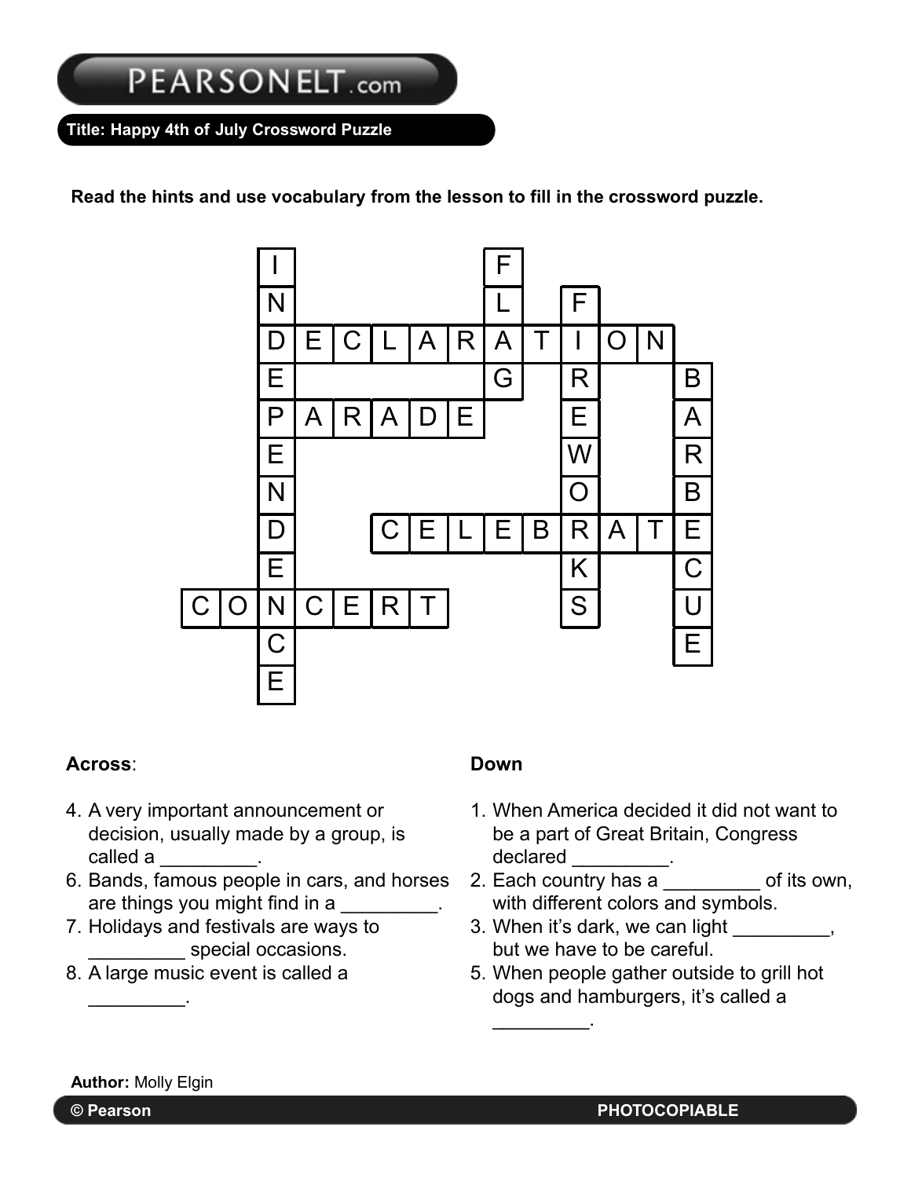**Title: Happy 4th of July Crossword Puzzle**

**Read the hints and use vocabulary from the lesson to fill in the crossword puzzle.**

I, N, D, E, P, E, N, D, E, N, C, E

F, L, A, G

F, I, R, E, W, O, R, K, S

D, E, C, L, A, R, A, T, I, O, N

B, A, R, B, E, C, U, E

P, A, R, A, D, E

C, E, L, E, B, R, A, T, E

C, O, N, C, E, R, T

**Across**:

4. A very important announcement or decision, usually made by a group, is called a _________.
6. Bands, famous people in cars, and horses are things you might find in a _________.
7. Holidays and festivals are ways to _________ special occasions.
8. A large music event is called a _________.

**Down**

1. When America decided it did not want to be a part of Great Britain, Congress declared _________.
2. Each country has a _________ of its own, with different colors and symbols.
3. When it's dark, we can light _________, but we have to be careful.
5. When people gather outside to grill hot dogs and hamburgers, it's called a _________.

**Author:** Molly Elgin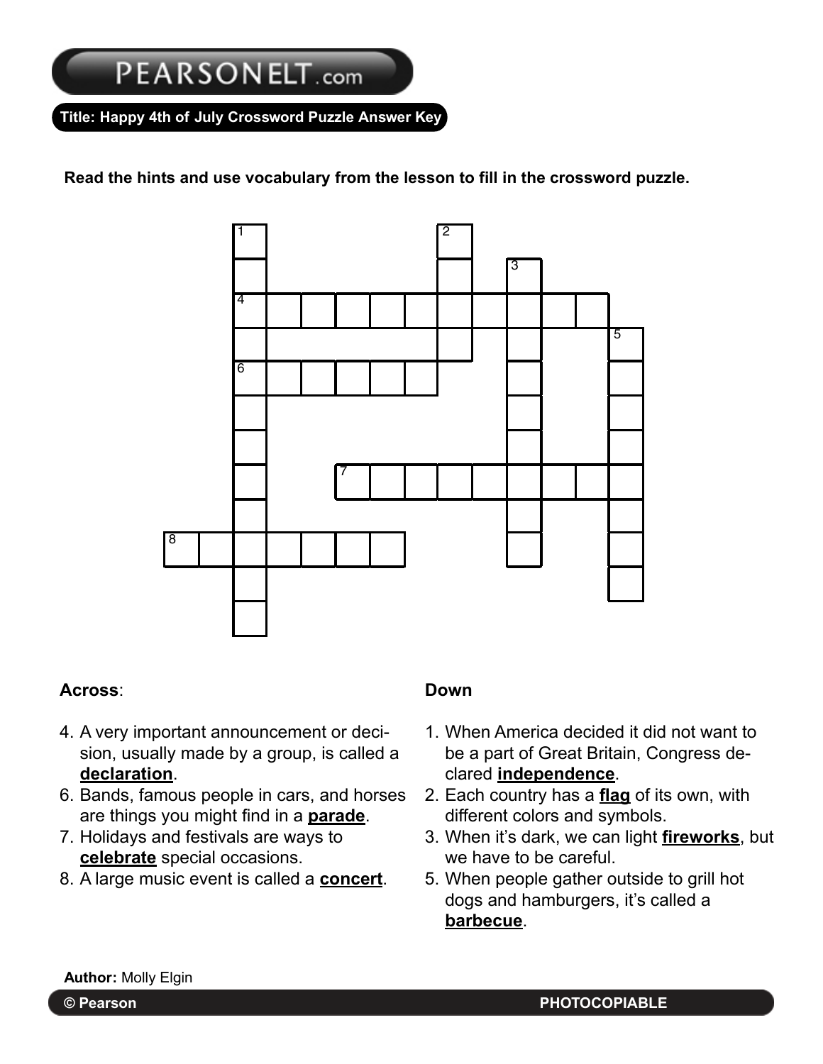PEARSONELT.com

**Title: Happy 4th of July Crossword Puzzle Answer Key**

**Read the hints and use vocabulary from the lesson to fill in the crossword puzzle.**

1
2
3
4
5
6
7
8

**Across**:

4. A very important announcement or decision, usually made by a group, is called a **declaration**.
6. Bands, famous people in cars, and horses are things you might find in a **parade**.
7. Holidays and festivals are ways to **celebrate** special occasions.
8. A large music event is called a **concert**.

**Down**

1. When America decided it did not want to be a part of Great Britain, Congress declared **independence**.
2. Each country has a **flag** of its own, with different colors and symbols.
3. When it's dark, we can light **fireworks**, but we have to be careful.
5. When people gather outside to grill hot dogs and hamburgers, it's called a **barbecue**.

**Author:** Molly Elgin

**© Pearson** **PHOTOCOPIABLE**